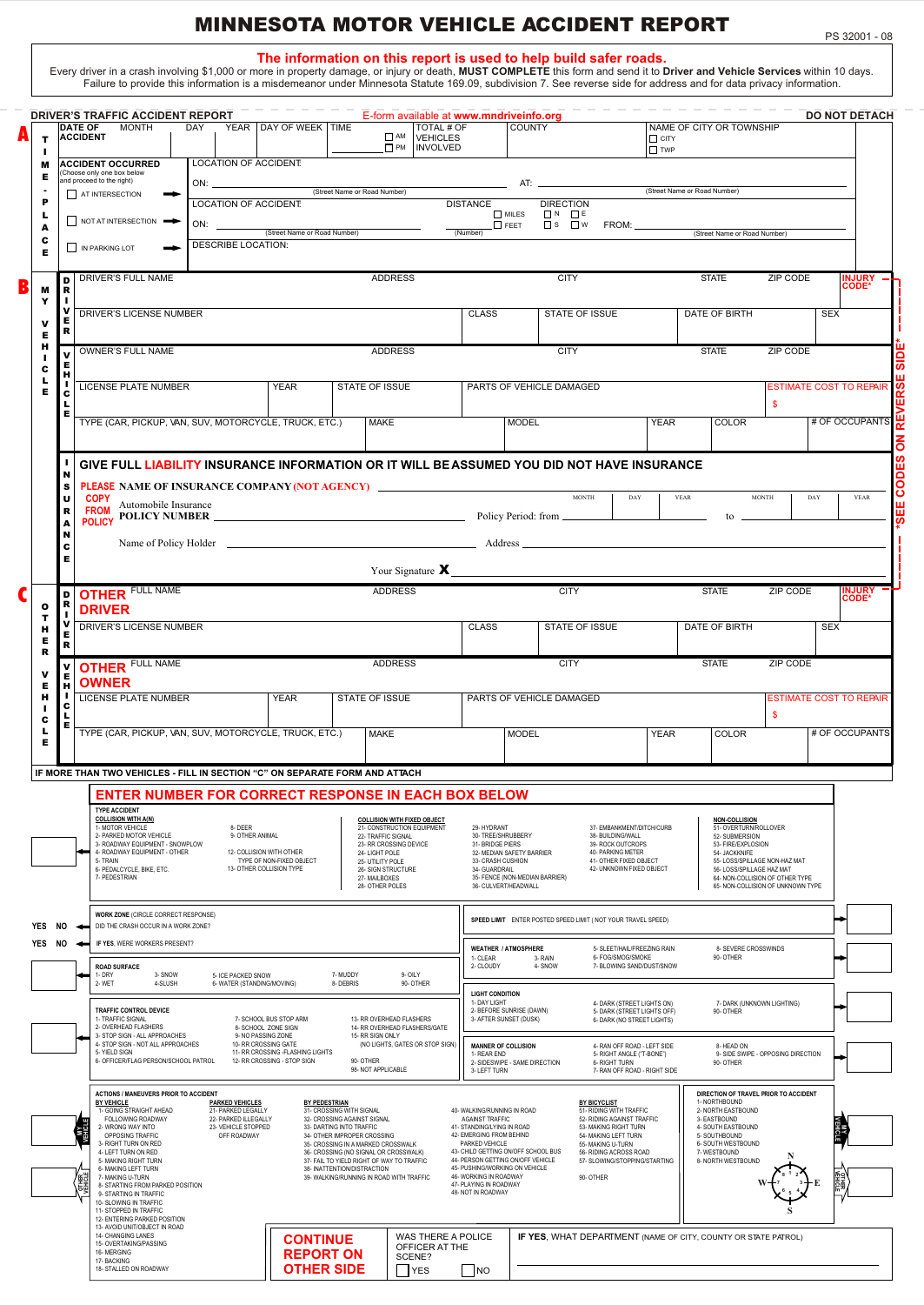# MINNESOTA MOTOR VEHICLE ACCIDENT REPORT

PS 32001 - 08

**The information on this report is used to help build safer roads.**

Every driver in a crash involving $1,000 or more in property damage, or injury or death, **MUST COMPLETE** this form and send it to **Driver and Vehicle Services** within 10 days. Failure to provide this information is a misdemeanor under Minnesota Statute 169.09, subdivision 7. See reverse side for address and for data privacy information.

---

**DRIVER'S TRAFFIC ACCIDENT REPORT** — E-form available at **www.mndriveinfo.org** — **DO NOT DETACH**

## A — TIME - PLACE

| DATE OF ACCIDENT: MONTH | DAY | YEAR | DAY OF WEEK | TIME ☐ AM ☐ PM | TOTAL # OF VEHICLES INVOLVED | COUNTY | NAME OF CITY OR TOWNSHIP ☐ CITY ☐ TWP |
|---|---|---|---|---|---|---|---|
| | | | | | | | |

**ACCIDENT OCCURRED** (Choose only one box below and proceed to the right)

- ☐ AT INTERSECTION ➡ LOCATION OF ACCIDENT: ON: ____ (Street Name or Road Number) AT: ____ (Street Name or Road Number)
- ☐ NOT AT INTERSECTION ➡ LOCATION OF ACCIDENT: ON: ____ (Street Name or Road Number) DISTANCE ____ (Number) ☐ MILES ☐ FEET DIRECTION ☐ N ☐ E ☐ S ☐ W FROM: ____ (Street Name or Road Number)
- ☐ IN PARKING LOT ➡ DESCRIBE LOCATION: ____

## B — MY VEHICLE

**DRIVER**

| DRIVER'S FULL NAME | ADDRESS | CITY | STATE | ZIP CODE | INJURY CODE* |
|---|---|---|---|---|---|
| | | | | | |

| DRIVER'S LICENSE NUMBER | CLASS | STATE OF ISSUE | DATE OF BIRTH | SEX |
|---|---|---|---|---|
| | | | | |

**VEHICLE**

| OWNER'S FULL NAME | ADDRESS | CITY | STATE | ZIP CODE |
|---|---|---|---|---|
| | | | | |

| LICENSE PLATE NUMBER | YEAR | STATE OF ISSUE | PARTS OF VEHICLE DAMAGED | ESTIMATE COST TO REPAIR $ |
|---|---|---|---|---|
| | | | | |

| TYPE (CAR, PICKUP, VAN, SUV, MOTORCYCLE, TRUCK, ETC.) | MAKE | MODEL | YEAR | COLOR | # OF OCCUPANTS |
|---|---|---|---|---|---|
| | | | | | |

**INSURANCE**

**GIVE FULL LIABILITY INSURANCE INFORMATION OR IT WILL BE ASSUMED YOU DID NOT HAVE INSURANCE**

PLEASE NAME OF INSURANCE COMPANY (NOT AGENCY) ____

COPY FROM POLICY — Automobile Insurance **POLICY NUMBER** ____ Policy Period: from ____ (MONTH DAY YEAR) to ____ (MONTH DAY YEAR)

Name of Policy Holder ____ Address ____

Your Signature **X** ____

*SEE CODES ON REVERSE SIDE*

## C — OTHER VEHICLE

**OTHER DRIVER**

| FULL NAME | ADDRESS | CITY | STATE | ZIP CODE | INJURY CODE* |
|---|---|---|---|---|---|
| | | | | | |

| DRIVER'S LICENSE NUMBER | CLASS | STATE OF ISSUE | DATE OF BIRTH | SEX |
|---|---|---|---|---|
| | | | | |

**OTHER OWNER**

| FULL NAME | ADDRESS | CITY | STATE | ZIP CODE |
|---|---|---|---|---|
| | | | | |

| LICENSE PLATE NUMBER | YEAR | STATE OF ISSUE | PARTS OF VEHICLE DAMAGED | ESTIMATE COST TO REPAIR $ |
|---|---|---|---|---|
| | | | | |

| TYPE (CAR, PICKUP, VAN, SUV, MOTORCYCLE, TRUCK, ETC.) | MAKE | MODEL | YEAR | COLOR | # OF OCCUPANTS |
|---|---|---|---|---|---|
| | | | | | |

**IF MORE THAN TWO VEHICLES - FILL IN SECTION "C" ON SEPARATE FORM AND ATTACH**

---

## ENTER NUMBER FOR CORRECT RESPONSE IN EACH BOX BELOW

**TYPE ACCIDENT**

**COLLISION WITH A(N)**
- 1- MOTOR VEHICLE
- 2- PARKED MOTOR VEHICLE
- 3- ROADWAY EQUIPMENT - SNOWPLOW
- 4- ROADWAY EQUIPMENT - OTHER
- 5- TRAIN
- 6- PEDALCYCLE, BIKE, ETC.
- 7- PEDESTRIAN
- 8- DEER
- 9- OTHER ANIMAL
- 12- COLLISION WITH OTHER TYPE OF NON-FIXED OBJECT
- 13- OTHER COLLISION TYPE

**COLLISION WITH FIXED OBJECT**
- 21- CONSTRUCTION EQUIPMENT
- 22- TRAFFIC SIGNAL
- 23- RR CROSSING DEVICE
- 24- LIGHT POLE
- 25- UTILITY POLE
- 26- SIGN STRUCTURE
- 27- MAILBOXES
- 28- OTHER POLES
- 29- HYDRANT
- 30- TREE/SHRUBBERY
- 31- BRIDGE PIERS
- 32- MEDIAN SAFETY BARRIER
- 33- CRASH CUSHION
- 34- GUARDRAIL
- 35- FENCE (NON-MEDIAN BARRIER)
- 36- CULVERT/HEADWALL
- 37- EMBANKMENT/DITCH/CURB
- 38- BUILDING/WALL
- 39- ROCK OUTCROPS
- 40- PARKING METER
- 41- OTHER FIXED OBJECT
- 42- UNKNOWN FIXED OBJECT

**NON-COLLISION**
- 51- OVERTURN/ROLLOVER
- 52- SUBMERSION
- 53- FIRE/EXPLOSION
- 54- JACKKNIFE
- 55- LOSS/SPILLAGE NON-HAZ MAT
- 56- LOSS/SPILLAGE HAZ MAT
- 64- NON-COLLISION OF OTHER TYPE
- 65- NON-COLLISION OF UNKNOWN TYPE

**WORK ZONE** (CIRCLE CORRECT RESPONSE)
- YES NO — DID THE CRASH OCCUR IN A WORK ZONE?
- YES NO — IF YES, WERE WORKERS PRESENT?

**SPEED LIMIT** ENTER POSTED SPEED LIMIT ( NOT YOUR TRAVEL SPEED)

**ROAD SURFACE**
- 1- DRY
- 2- WET
- 3- SNOW
- 4-SLUSH
- 5- ICE PACKED SNOW
- 6- WATER (STANDING/MOVING)
- 7- MUDDY
- 8- DEBRIS
- 9- OILY
- 90- OTHER

**WEATHER / ATMOSPHERE**
- 1- CLEAR
- 2- CLOUDY
- 3- RAIN
- 4- SNOW
- 5- SLEET/HAIL/FREEZING RAIN
- 6- FOG/SMOG/SMOKE
- 7- BLOWING SAND/DUST/SNOW
- 8- SEVERE CROSSWINDS
- 90- OTHER

**LIGHT CONDITION**
- 1- DAY LIGHT
- 2- BEFORE SUNRISE (DAWN)
- 3- AFTER SUNSET (DUSK)
- 4- DARK (STREET LIGHTS ON)
- 5- DARK (STREET LIGHTS OFF)
- 6- DARK (NO STREET LIGHTS)
- 7- DARK (UNKNOWN LIGHTING)
- 90- OTHER

**TRAFFIC CONTROL DEVICE**
- 1- TRAFFIC SIGNAL
- 2- OVERHEAD FLASHERS
- 3- STOP SIGN - ALL APPROACHES
- 4- STOP SIGN - NOT ALL APPROACHES
- 5- YIELD SIGN
- 6- OFFICER/FLAG PERSON/SCHOOL PATROL
- 7- SCHOOL BUS STOP ARM
- 8- SCHOOL ZONE SIGN
- 9- NO PASSING ZONE
- 10- RR CROSSING GATE
- 11- RR CROSSING -FLASHING LIGHTS
- 12- RR CROSSING - STOP SIGN
- 13- RR OVERHEAD FLASHERS
- 14- RR OVERHEAD FLASHERS/GATE
- 15- RR SIGN ONLY (NO LIGHTS, GATES OR STOP SIGN)
- 90- OTHER
- 98- NOT APPLICABLE

**MANNER OF COLLISION**
- 1- REAR END
- 2- SIDESWIPE - SAME DIRECTION
- 3- LEFT TURN
- 4- RAN OFF ROAD - LEFT SIDE
- 5- RIGHT ANGLE ("T-BONE")
- 6- RIGHT TURN
- 7- RAN OFF ROAD - RIGHT SIDE
- 8- HEAD ON
- 9- SIDE SWIPE - OPPOSING DIRECTION
- 90- OTHER

**ACTIONS / MANEUVERS PRIOR TO ACCIDENT** (MY VEHICLE / OTHER VEHICLE)

**BY VEHICLE**
- 1- GOING STRAIGHT AHEAD FOLLOWING ROADWAY
- 2- WRONG WAY INTO OPPOSING TRAFFIC
- 3- RIGHT TURN ON RED
- 4- LEFT TURN ON RED
- 5- MAKING RIGHT TURN
- 6- MAKING LEFT TURN
- 7- MAKING U-TURN
- 8- STARTING FROM PARKED POSITION
- 9- STARTING IN TRAFFIC
- 10- SLOWING IN TRAFFIC
- 11- STOPPED IN TRAFFIC
- 12- ENTERING PARKED POSITION
- 13- AVOID UNIT/OBJECT IN ROAD
- 14- CHANGING LANES
- 15- OVERTAKING/PASSING
- 16- MERGING
- 17- BACKING
- 18- STALLED ON ROADWAY

**PARKED VEHICLES**
- 21- PARKED LEGALLY
- 22- PARKED ILLEGALLY
- 23- VEHICLE STOPPED OFF ROADWAY

**BY PEDESTRIAN**
- 31- CROSSING WITH SIGNAL
- 32- CROSSING AGAINST SIGNAL
- 33- DARTING INTO TRAFFIC
- 34- OTHER IMPROPER CROSSING
- 35- CROSSING IN A MARKED CROSSWALK
- 36- CROSSING (NO SIGNAL OR CROSSWALK)
- 37- FAIL TO YIELD RIGHT OF WAY TO TRAFFIC
- 38- INATTENTION/DISTRACTION
- 39- WALKING/RUNNING IN ROAD WITH TRAFFIC
- 40- WALKING/RUNNING IN ROAD AGAINST TRAFFIC
- 41- STANDING/LYING IN ROAD
- 42- EMERGING FROM BEHIND PARKED VEHICLE
- 43- CHILD GETTING ON/OFF SCHOOL BUS
- 44- PERSON GETTING ON/OFF VEHICLE
- 45- PUSHING/WORKING ON VEHICLE
- 46- WORKING IN ROADWAY
- 47- PLAYING IN ROADWAY
- 48- NOT IN ROADWAY

**BY BICYCLIST**
- 51- RIDING WITH TRAFFIC
- 52- RIDING AGAINST TRAFFIC
- 53- MAKING RIGHT TURN
- 54- MAKING LEFT TURN
- 55- MAKING U-TURN
- 56- RIDING ACROSS ROAD
- 57- SLOWING/STOPPING/STARTING
- 90- OTHER

**DIRECTION OF TRAVEL PRIOR TO ACCIDENT** (MY VEHICLE / OTHER VEHICLE)
- 1- NORTHBOUND
- 2- NORTH EASTBOUND
- 3- EASTBOUND
- 4- SOUTH EASTBOUND
- 5- SOUTHBOUND
- 6- SOUTH WESTBOUND
- 7- WESTBOUND
- 8- NORTH WESTBOUND

**CONTINUE REPORT ON OTHER SIDE**

WAS THERE A POLICE OFFICER AT THE SCENE? ☐ YES ☐ NO

IF YES, WHAT DEPARTMENT (NAME OF CITY, COUNTY OR STATE PATROL) ____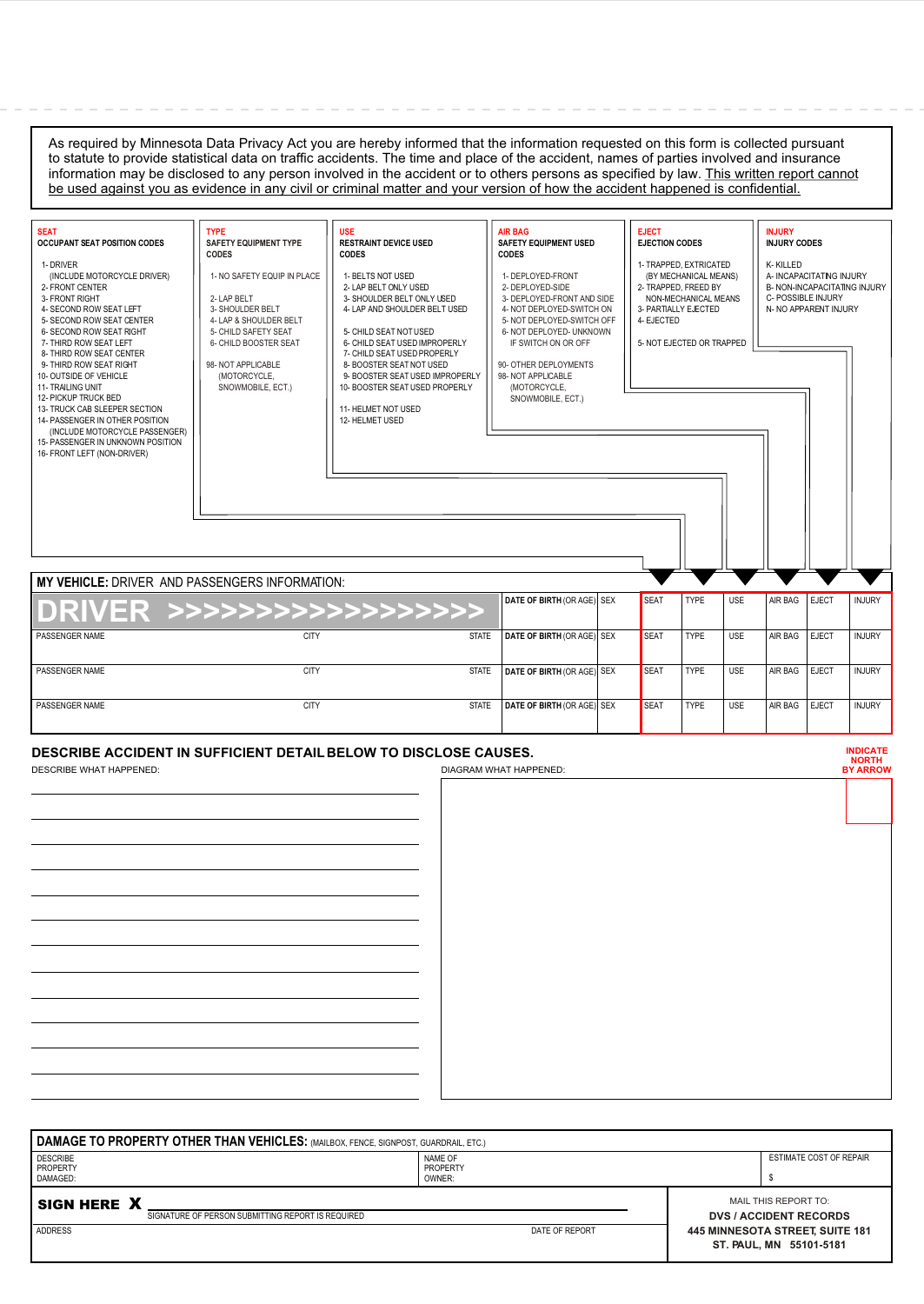As required by Minnesota Data Privacy Act you are hereby informed that the information requested on this form is collected pursuant to statute to provide statistical data on traffic accidents. The time and place of the accident, names of parties involved and insurance information may be disclosed to any person involved in the accident or to others persons as specified by law. <u>This written report cannot be used against you as evidence in any civil or criminal matter and your version of how the accident happened is confidential.</u>

**SEAT**
**OCCUPANT SEAT POSITION CODES**

1- DRIVER (INCLUDE MOTORCYCLE DRIVER)
2- FRONT CENTER
3- FRONT RIGHT
4- SECOND ROW SEAT LEFT
5- SECOND ROW SEAT CENTER
6- SECOND ROW SEAT RIGHT
7- THIRD ROW SEAT LEFT
8- THIRD ROW SEAT CENTER
9- THIRD ROW SEAT RIGHT
10- OUTSIDE OF VEHICLE
11- TRAILING UNIT
12- PICKUP TRUCK BED
13- TRUCK CAB SLEEPER SECTION
14- PASSENGER IN OTHER POSITION (INCLUDE MOTORCYCLE PASSENGER)
15- PASSENGER IN UNKNOWN POSITION
16- FRONT LEFT (NON-DRIVER)

**TYPE**
**SAFETY EQUIPMENT TYPE CODES**

1- NO SAFETY EQUIP IN PLACE
2- LAP BELT
3- SHOULDER BELT
4- LAP & SHOULDER BELT
5- CHILD SAFETY SEAT
6- CHILD BOOSTER SEAT
98- NOT APPLICABLE (MOTORCYCLE, SNOWMOBILE, ECT.)

**USE**
**RESTRAINT DEVICE USED CODES**

1- BELTS NOT USED
2- LAP BELT ONLY USED
3- SHOULDER BELT ONLY USED
4- LAP AND SHOULDER BELT USED
5- CHILD SEAT NOT USED
6- CHILD SEAT USED IMPROPERLY
7- CHILD SEAT USED PROPERLY
8- BOOSTER SEAT NOT USED
9- BOOSTER SEAT USED IMPROPERLY
10- BOOSTER SEAT USED PROPERLY
11- HELMET NOT USED
12- HELMET USED

**AIR BAG**
**SAFETY EQUIPMENT USED CODES**

1- DEPLOYED-FRONT
2- DEPLOYED-SIDE
3- DEPLOYED-FRONT AND SIDE
4- NOT DEPLOYED-SWITCH ON
5- NOT DEPLOYED-SWITCH OFF
6- NOT DEPLOYED- UNKNOWN IF SWITCH ON OR OFF
90- OTHER DEPLOYMENTS
98- NOT APPLICABLE (MOTORCYCLE, SNOWMOBILE, ECT.)

**EJECT**
**EJECTION CODES**

1- TRAPPED, EXTRICATED (BY MECHANICAL MEANS)
2- TRAPPED, FREED BY NON-MECHANICAL MEANS
3- PARTIALLY EJECTED
4- EJECTED
5- NOT EJECTED OR TRAPPED

**INJURY**
**INJURY CODES**

K- KILLED
A- INCAPACITATING INJURY
B- NON-INCAPACITATING INJURY
C- POSSIBLE INJURY
N- NO APPARENT INJURY

**MY VEHICLE:** DRIVER AND PASSENGERS INFORMATION:

| | | | | | SEAT | TYPE | USE | AIR BAG | EJECT | INJURY |
|---|---|---|---|---|---|---|---|---|---|---|
| **DRIVER >>>>>>>>>>>>>>>>>>** | | | **DATE OF BIRTH** (OR AGE) | SEX | SEAT | TYPE | USE | AIR BAG | EJECT | INJURY |
| PASSENGER NAME | CITY | STATE | **DATE OF BIRTH** (OR AGE) | SEX | SEAT | TYPE | USE | AIR BAG | EJECT | INJURY |
| PASSENGER NAME | CITY | STATE | **DATE OF BIRTH** (OR AGE) | SEX | SEAT | TYPE | USE | AIR BAG | EJECT | INJURY |
| PASSENGER NAME | CITY | STATE | **DATE OF BIRTH** (OR AGE) | SEX | SEAT | TYPE | USE | AIR BAG | EJECT | INJURY |

## DESCRIBE ACCIDENT IN SUFFICIENT DETAIL BELOW TO DISCLOSE CAUSES.

DESCRIBE WHAT HAPPENED:

DIAGRAM WHAT HAPPENED:

**INDICATE NORTH BY ARROW**

| **DAMAGE TO PROPERTY OTHER THAN VEHICLES:** (MAILBOX, FENCE, SIGNPOST, GUARDRAIL, ETC.) | | |
|---|---|---|
| DESCRIBE PROPERTY DAMAGED: | NAME OF PROPERTY OWNER: | ESTIMATE COST OF REPAIR $ |

**SIGN HERE X** ______________________________
SIGNATURE OF PERSON SUBMITTING REPORT IS REQUIRED

ADDRESS

DATE OF REPORT

MAIL THIS REPORT TO:
**DVS / ACCIDENT RECORDS**
**445 MINNESOTA STREET, SUITE 181**
**ST. PAUL, MN 55101-5181**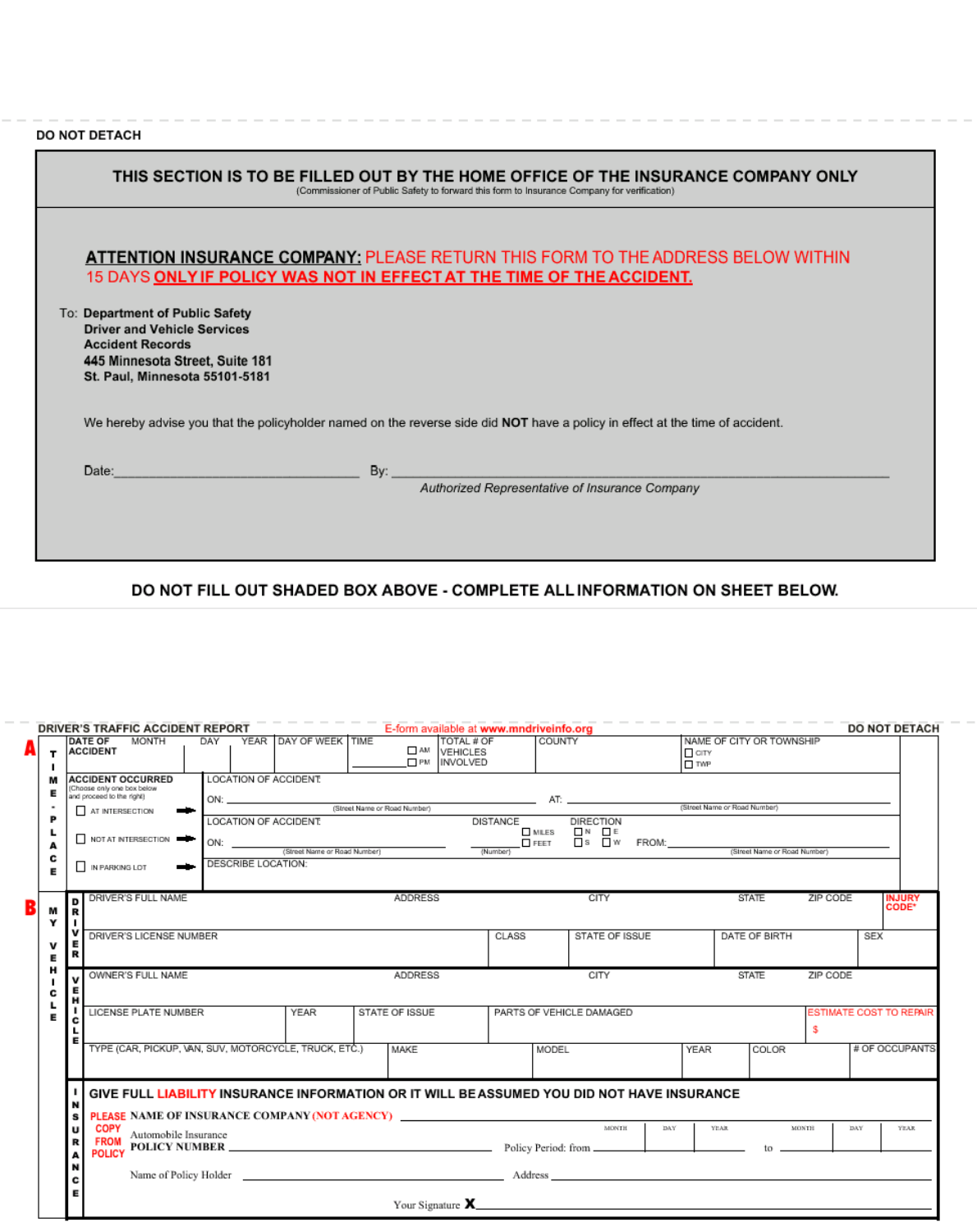DO NOT DETACH

**THIS SECTION IS TO BE FILLED OUT BY THE HOME OFFICE OF THE INSURANCE COMPANY ONLY**

(Commissioner of Public Safety to forward this form to Insurance Company for verification)

**ATTENTION INSURANCE COMPANY:** PLEASE RETURN THIS FORM TO THE ADDRESS BELOW WITHIN 15 DAYS **ONLY IF POLICY WAS NOT IN EFFECT AT THE TIME OF THE ACCIDENT.**

To: **Department of Public Safety**
**Driver and Vehicle Services**
**Accident Records**
**445 Minnesota Street, Suite 181**
**St. Paul, Minnesota 55101-5181**

We hereby advise you that the policyholder named on the reverse side did **NOT** have a policy in effect at the time of accident.

Date:________________________________ By: ____________________________________________________________

*Authorized Representative of Insurance Company*

**DO NOT FILL OUT SHADED BOX ABOVE - COMPLETE ALL INFORMATION ON SHEET BELOW.**

---

DRIVER'S TRAFFIC ACCIDENT REPORT — E-form available at **www.mndriveinfo.org** — DO NOT DETACH

**A — TIME - PLACE**

| | | | | | | | |
|---|---|---|---|---|---|---|---|
| DATE OF ACCIDENT | MONTH | DAY | YEAR | DAY OF WEEK | TIME ☐ AM ☐ PM | TOTAL # OF VEHICLES INVOLVED | COUNTY | NAME OF CITY OR TOWNSHIP ☐ CITY ☐ TWP |

**ACCIDENT OCCURRED** (Choose only one box below and proceed to the right)

- ☐ AT INTERSECTION ➡ LOCATION OF ACCIDENT: ON: ____________ (Street Name or Road Number) AT: ____________ (Street Name or Road Number)
- ☐ NOT AT INTERSECTION ➡ LOCATION OF ACCIDENT: ON: ____________ (Street Name or Road Number) DISTANCE ____ (Number) ☐ MILES ☐ FEET DIRECTION ☐ N ☐ E ☐ S ☐ W FROM: ____________ (Street Name or Road Number)
- ☐ IN PARKING LOT ➡ DESCRIBE LOCATION:

**B — MY VEHICLE**

**DRIVER**

| | | | | | |
|---|---|---|---|---|---|
| DRIVER'S FULL NAME | ADDRESS | CITY | STATE | ZIP CODE | INJURY CODE* |
| DRIVER'S LICENSE NUMBER | CLASS | STATE OF ISSUE | DATE OF BIRTH | SEX | |

**VEHICLE**

| | | | | | | |
|---|---|---|---|---|---|---|
| OWNER'S FULL NAME | ADDRESS | CITY | STATE | ZIP CODE | | |
| LICENSE PLATE NUMBER | YEAR | STATE OF ISSUE | PARTS OF VEHICLE DAMAGED | ESTIMATE COST TO REPAIR $ | | |
| TYPE (CAR, PICKUP, VAN, SUV, MOTORCYCLE, TRUCK, ETC.) | MAKE | MODEL | YEAR | COLOR | # OF OCCUPANTS | |

**INSURANCE**

**GIVE FULL LIABILITY INSURANCE INFORMATION OR IT WILL BE ASSUMED YOU DID NOT HAVE INSURANCE**

PLEASE COPY FROM POLICY

**NAME OF INSURANCE COMPANY (NOT AGENCY)** ____________________________________________

Automobile Insurance **POLICY NUMBER** ____________________ Policy Period: from ____ MONTH ____ DAY ____ YEAR to ____ MONTH ____ DAY ____ YEAR

Name of Policy Holder ____________________ Address ____________________

Your Signature **X**____________________________________________